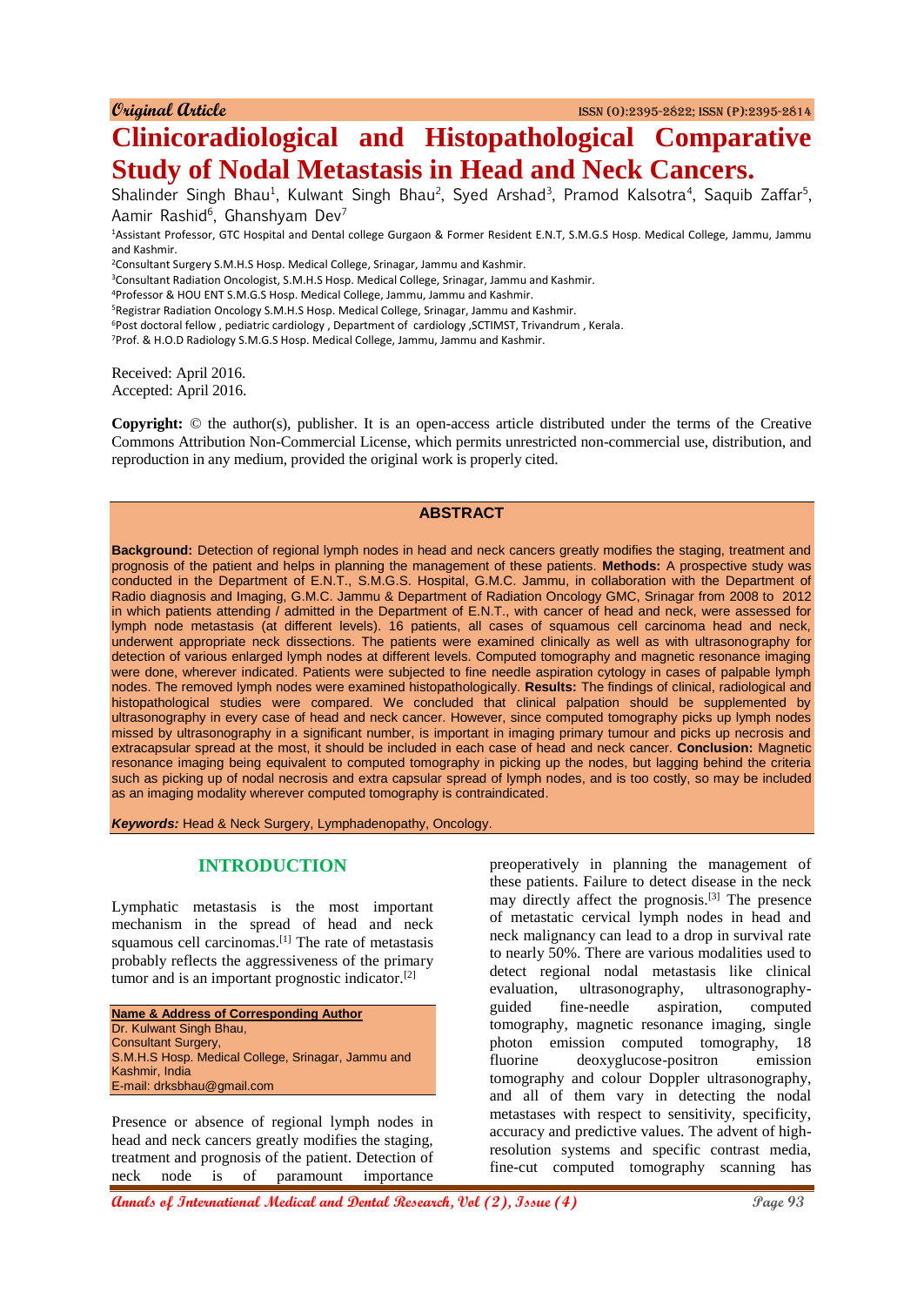Original Article

ISSN (O):2395-2822; ISSN (P):2395-2814

# Clinicoradiological and Histopathological Comparative Study of Nodal Metastasis in Head and Neck Cancers.

Shalinder Singh Bhau[1], Kulwant Singh Bhau[2], Syed Arshad[3], Pramod Kalsotra[4], Saquib Zaffar[5], Aamir Rashid[6], Ghanshyam Dev[7]

[1]Assistant Professor, GTC Hospital and Dental college Gurgaon & Former Resident E.N.T, S.M.G.S Hosp. Medical College, Jammu, Jammu and Kashmir.

[2]Consultant Surgery S.M.H.S Hosp. Medical College, Srinagar, Jammu and Kashmir.

[3]Consultant Radiation Oncologist, S.M.H.S Hosp. Medical College, Srinagar, Jammu and Kashmir.

[4]Professor & HOU ENT S.M.G.S Hosp. Medical College, Jammu, Jammu and Kashmir.

[5]Registrar Radiation Oncology S.M.H.S Hosp. Medical College, Srinagar, Jammu and Kashmir.

[6]Post doctoral fellow , pediatric cardiology , Department of cardiology ,SCTIMST, Trivandrum , Kerala.

[7]Prof. & H.O.D Radiology S.M.G.S Hosp. Medical College, Jammu, Jammu and Kashmir.

Received: April 2016.
Accepted: April 2016.

**Copyright:** © the author(s), publisher. It is an open-access article distributed under the terms of the Creative Commons Attribution Non-Commercial License, which permits unrestricted non-commercial use, distribution, and reproduction in any medium, provided the original work is properly cited.

## ABSTRACT

**Background:** Detection of regional lymph nodes in head and neck cancers greatly modifies the staging, treatment and prognosis of the patient and helps in planning the management of these patients. **Methods:** A prospective study was conducted in the Department of E.N.T., S.M.G.S. Hospital, G.M.C. Jammu, in collaboration with the Department of Radio diagnosis and Imaging, G.M.C. Jammu & Department of Radiation Oncology GMC, Srinagar from 2008 to 2012 in which patients attending / admitted in the Department of E.N.T., with cancer of head and neck, were assessed for lymph node metastasis (at different levels). 16 patients, all cases of squamous cell carcinoma head and neck, underwent appropriate neck dissections. The patients were examined clinically as well as with ultrasonography for detection of various enlarged lymph nodes at different levels. Computed tomography and magnetic resonance imaging were done, wherever indicated. Patients were subjected to fine needle aspiration cytology in cases of palpable lymph nodes. The removed lymph nodes were examined histopathologically. **Results:** The findings of clinical, radiological and histopathological studies were compared. We concluded that clinical palpation should be supplemented by ultrasonography in every case of head and neck cancer. However, since computed tomography picks up lymph nodes missed by ultrasonography in a significant number, is important in imaging primary tumour and picks up necrosis and extracapsular spread at the most, it should be included in each case of head and neck cancer. **Conclusion:** Magnetic resonance imaging being equivalent to computed tomography in picking up the nodes, but lagging behind the criteria such as picking up of nodal necrosis and extra capsular spread of lymph nodes, and is too costly, so may be included as an imaging modality wherever computed tomography is contraindicated.

***Keywords:*** Head & Neck Surgery, Lymphadenopathy, Oncology.

## INTRODUCTION

Lymphatic metastasis is the most important mechanism in the spread of head and neck squamous cell carcinomas.[1] The rate of metastasis probably reflects the aggressiveness of the primary tumor and is an important prognostic indicator.[2]

**Name & Address of Corresponding Author**
Dr. Kulwant Singh Bhau,
Consultant Surgery,
S.M.H.S Hosp. Medical College, Srinagar, Jammu and Kashmir, India
E-mail: drksbhau@gmail.com

Presence or absence of regional lymph nodes in head and neck cancers greatly modifies the staging, treatment and prognosis of the patient. Detection of neck node is of paramount importance preoperatively in planning the management of these patients. Failure to detect disease in the neck may directly affect the prognosis.[3] The presence of metastatic cervical lymph nodes in head and neck malignancy can lead to a drop in survival rate to nearly 50%. There are various modalities used to detect regional nodal metastasis like clinical evaluation, ultrasonography, ultrasonography-guided fine-needle aspiration, computed tomography, magnetic resonance imaging, single photon emission computed tomography, 18 fluorine deoxyglucose-positron emission tomography and colour Doppler ultrasonography, and all of them vary in detecting the nodal metastases with respect to sensitivity, specificity, accuracy and predictive values. The advent of high-resolution systems and specific contrast media, fine-cut computed tomography scanning has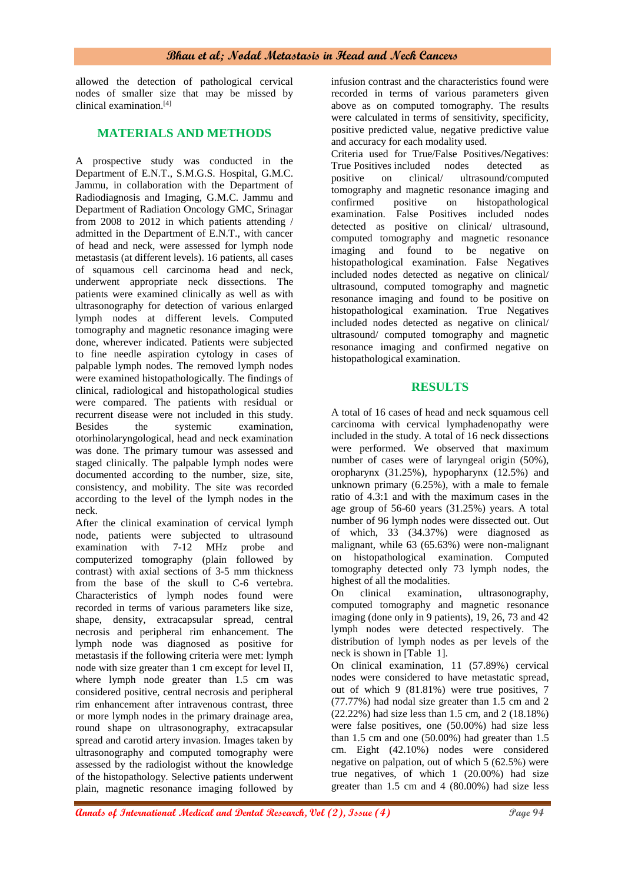allowed the detection of pathological cervical nodes of smaller size that may be missed by clinical examination.[4]

## MATERIALS AND METHODS

A prospective study was conducted in the Department of E.N.T., S.M.G.S. Hospital, G.M.C. Jammu, in collaboration with the Department of Radiodiagnosis and Imaging, G.M.C. Jammu and Department of Radiation Oncology GMC, Srinagar from 2008 to 2012 in which patients attending / admitted in the Department of E.N.T., with cancer of head and neck, were assessed for lymph node metastasis (at different levels). 16 patients, all cases of squamous cell carcinoma head and neck, underwent appropriate neck dissections. The patients were examined clinically as well as with ultrasonography for detection of various enlarged lymph nodes at different levels. Computed tomography and magnetic resonance imaging were done, wherever indicated. Patients were subjected to fine needle aspiration cytology in cases of palpable lymph nodes. The removed lymph nodes were examined histopathologically. The findings of clinical, radiological and histopathological studies were compared. The patients with residual or recurrent disease were not included in this study. Besides the systemic examination, otorhinolaryngological, head and neck examination was done. The primary tumour was assessed and staged clinically. The palpable lymph nodes were documented according to the number, size, site, consistency, and mobility. The site was recorded according to the level of the lymph nodes in the neck.

After the clinical examination of cervical lymph node, patients were subjected to ultrasound examination with 7-12 MHz probe and computerized tomography (plain followed by contrast) with axial sections of 3-5 mm thickness from the base of the skull to C-6 vertebra. Characteristics of lymph nodes found were recorded in terms of various parameters like size, shape, density, extracapsular spread, central necrosis and peripheral rim enhancement. The lymph node was diagnosed as positive for metastasis if the following criteria were met: lymph node with size greater than 1 cm except for level II, where lymph node greater than 1.5 cm was considered positive, central necrosis and peripheral rim enhancement after intravenous contrast, three or more lymph nodes in the primary drainage area, round shape on ultrasonography, extracapsular spread and carotid artery invasion. Images taken by ultrasonography and computed tomography were assessed by the radiologist without the knowledge of the histopathology. Selective patients underwent plain, magnetic resonance imaging followed by infusion contrast and the characteristics found were recorded in terms of various parameters given above as on computed tomography. The results were calculated in terms of sensitivity, specificity, positive predicted value, negative predictive value and accuracy for each modality used.

Criteria used for True/False Positives/Negatives: True Positives included nodes detected as positive on clinical/ ultrasound/computed tomography and magnetic resonance imaging and confirmed positive on histopathological examination. False Positives included nodes detected as positive on clinical/ ultrasound, computed tomography and magnetic resonance imaging and found to be negative on histopathological examination. False Negatives included nodes detected as negative on clinical/ ultrasound, computed tomography and magnetic resonance imaging and found to be positive on histopathological examination. True Negatives included nodes detected as negative on clinical/ ultrasound/ computed tomography and magnetic resonance imaging and confirmed negative on histopathological examination.

## RESULTS

A total of 16 cases of head and neck squamous cell carcinoma with cervical lymphadenopathy were included in the study. A total of 16 neck dissections were performed. We observed that maximum number of cases were of laryngeal origin (50%), oropharynx (31.25%), hypopharynx (12.5%) and unknown primary (6.25%), with a male to female ratio of 4.3:1 and with the maximum cases in the age group of 56-60 years (31.25%) years. A total number of 96 lymph nodes were dissected out. Out of which, 33 (34.37%) were diagnosed as malignant, while 63 (65.63%) were non-malignant on histopathological examination. Computed tomography detected only 73 lymph nodes, the highest of all the modalities.

On clinical examination, ultrasonography, computed tomography and magnetic resonance imaging (done only in 9 patients), 19, 26, 73 and 42 lymph nodes were detected respectively. The distribution of lymph nodes as per levels of the neck is shown in [Table 1].

On clinical examination, 11 (57.89%) cervical nodes were considered to have metastatic spread, out of which 9 (81.81%) were true positives, 7 (77.77%) had nodal size greater than 1.5 cm and 2 (22.22%) had size less than 1.5 cm, and 2 (18.18%) were false positives, one (50.00%) had size less than 1.5 cm and one (50.00%) had greater than 1.5 cm. Eight (42.10%) nodes were considered negative on palpation, out of which 5 (62.5%) were true negatives, of which 1 (20.00%) had size greater than 1.5 cm and 4 (80.00%) had size less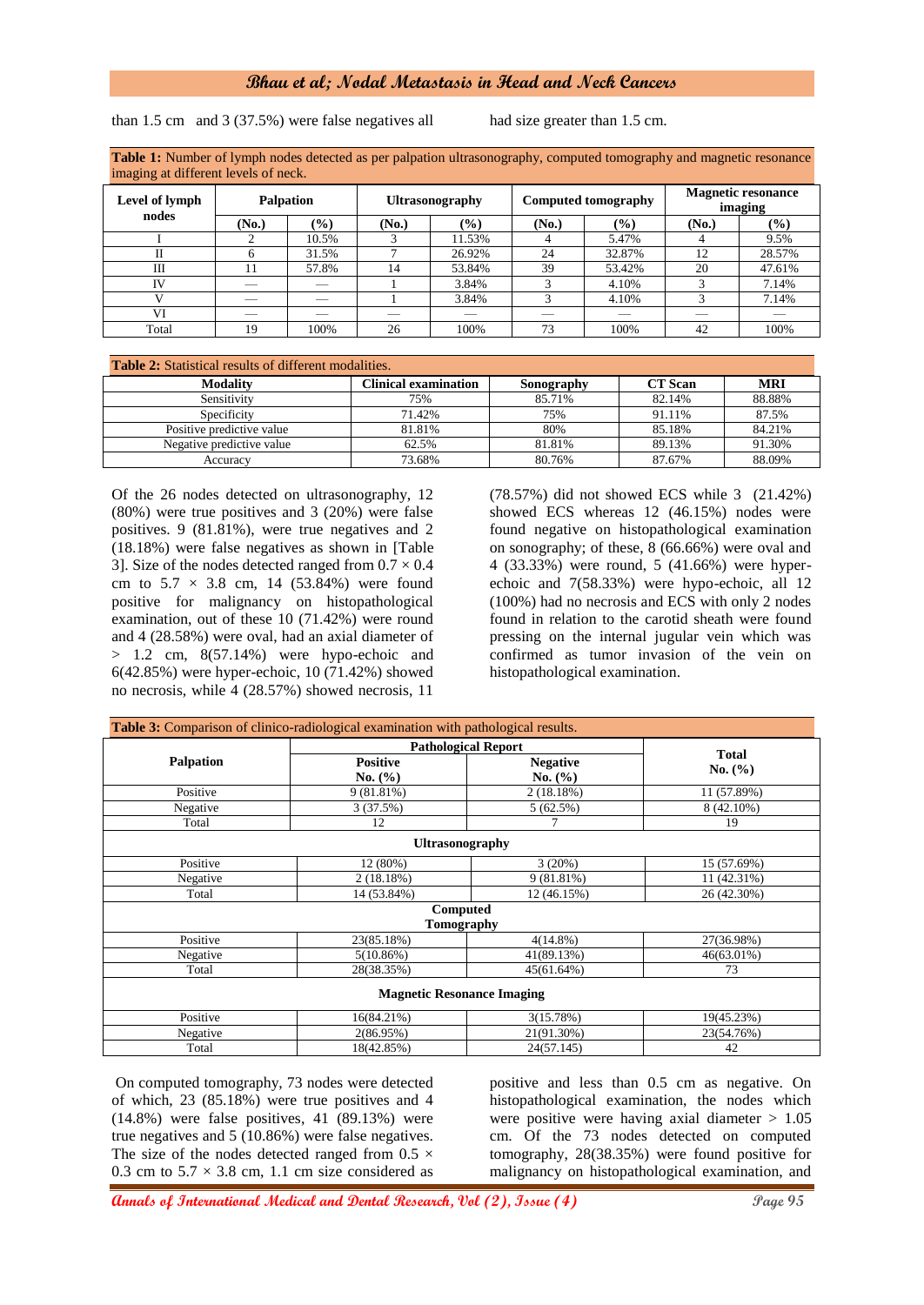than 1.5 cm and 3 (37.5%) were false negatives all had size greater than 1.5 cm.

**Table 1:** Number of lymph nodes detected as per palpation ultrasonography, computed tomography and magnetic resonance imaging at different levels of neck.

| Level of lymph nodes | Palpation | | Ultrasonography | | Computed tomography | | Magnetic resonance imaging | |
|---|---|---|---|---|---|---|---|---|
| | (No.) | (%) | (No.) | (%) | (No.) | (%) | (No.) | (%) |
| I | 2 | 10.5% | 3 | 11.53% | 4 | 5.47% | 4 | 9.5% |
| II | 6 | 31.5% | 7 | 26.92% | 24 | 32.87% | 12 | 28.57% |
| III | 11 | 57.8% | 14 | 53.84% | 39 | 53.42% | 20 | 47.61% |
| IV | — | — | 1 | 3.84% | 3 | 4.10% | 3 | 7.14% |
| V | — | — | 1 | 3.84% | 3 | 4.10% | 3 | 7.14% |
| VI | — | — | — | — | — | — | — | — |
| Total | 19 | 100% | 26 | 100% | 73 | 100% | 42 | 100% |

**Table 2:** Statistical results of different modalities.

| Modality | Clinical examination | Sonography | CT Scan | MRI |
|---|---|---|---|---|
| Sensitivity | 75% | 85.71% | 82.14% | 88.88% |
| Specificity | 71.42% | 75% | 91.11% | 87.5% |
| Positive predictive value | 81.81% | 80% | 85.18% | 84.21% |
| Negative predictive value | 62.5% | 81.81% | 89.13% | 91.30% |
| Accuracy | 73.68% | 80.76% | 87.67% | 88.09% |

Of the 26 nodes detected on ultrasonography, 12 (80%) were true positives and 3 (20%) were false positives. 9 (81.81%), were true negatives and 2 (18.18%) were false negatives as shown in [Table 3]. Size of the nodes detected ranged from $0.7 \times 0.4$ cm to $5.7 \times 3.8$ cm, 14 (53.84%) were found positive for malignancy on histopathological examination, out of these 10 (71.42%) were round and 4 (28.58%) were oval, had an axial diameter of > 1.2 cm, 8(57.14%) were hypo-echoic and 6(42.85%) were hyper-echoic, 10 (71.42%) showed no necrosis, while 4 (28.57%) showed necrosis, 11 (78.57%) did not showed ECS while 3 (21.42%) showed ECS whereas 12 (46.15%) nodes were found negative on histopathological examination on sonography; of these, 8 (66.66%) were oval and 4 (33.33%) were round, 5 (41.66%) were hyper-echoic and 7(58.33%) were hypo-echoic, all 12 (100%) had no necrosis and ECS with only 2 nodes found in relation to the carotid sheath were found pressing on the internal jugular vein which was confirmed as tumor invasion of the vein on histopathological examination.

**Table 3:** Comparison of clinico-radiological examination with pathological results.

| Palpation | Pathological Report | | Total No. (%) |
|---|---|---|---|
| | Positive No. (%) | Negative No. (%) | |
| Positive | 9 (81.81%) | 2 (18.18%) | 11 (57.89%) |
| Negative | 3 (37.5%) | 5 (62.5%) | 8 (42.10%) |
| Total | 12 | 7 | 19 |
| **Ultrasonography** | | | |
| Positive | 12 (80%) | 3 (20%) | 15 (57.69%) |
| Negative | 2 (18.18%) | 9 (81.81%) | 11 (42.31%) |
| Total | 14 (53.84%) | 12 (46.15%) | 26 (42.30%) |
| **Computed Tomography** | | | |
| Positive | 23(85.18%) | 4(14.8%) | 27(36.98%) |
| Negative | 5(10.86%) | 41(89.13%) | 46(63.01%) |
| Total | 28(38.35%) | 45(61.64%) | 73 |
| **Magnetic Resonance Imaging** | | | |
| Positive | 16(84.21%) | 3(15.78%) | 19(45.23%) |
| Negative | 2(86.95%) | 21(91.30%) | 23(54.76%) |
| Total | 18(42.85%) | 24(57.145) | 42 |

On computed tomography, 73 nodes were detected of which, 23 (85.18%) were true positives and 4 (14.8%) were false positives, 41 (89.13%) were true negatives and 5 (10.86%) were false negatives. The size of the nodes detected ranged from $0.5 \times 0.3$ cm to $5.7 \times 3.8$ cm, 1.1 cm size considered as positive and less than 0.5 cm as negative. On histopathological examination, the nodes which were positive were having axial diameter > 1.05 cm. Of the 73 nodes detected on computed tomography, 28(38.35%) were found positive for malignancy on histopathological examination, and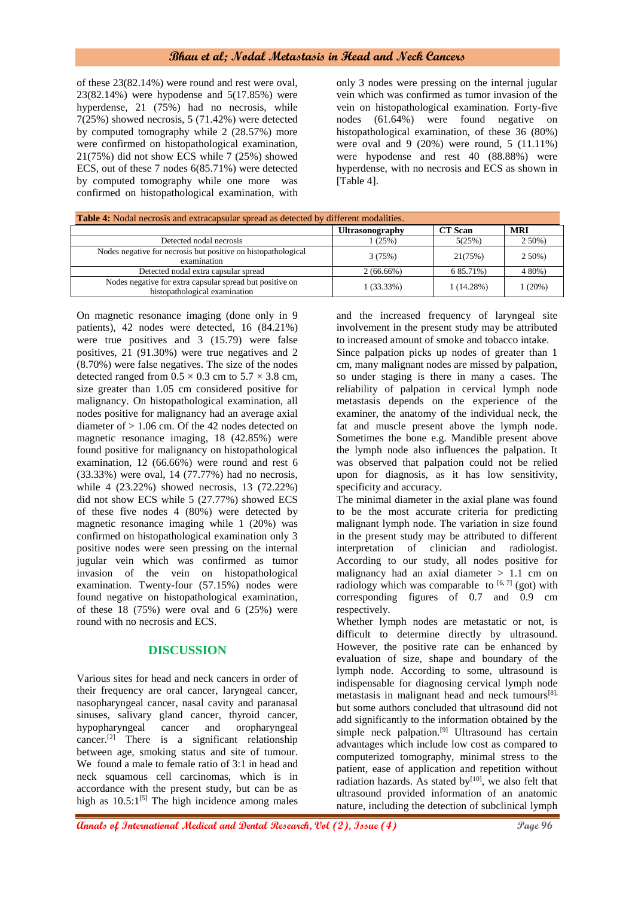of these 23(82.14%) were round and rest were oval, 23(82.14%) were hypodense and 5(17.85%) were hyperdense, 21 (75%) had no necrosis, while 7(25%) showed necrosis, 5 (71.42%) were detected by computed tomography while 2 (28.57%) more were confirmed on histopathological examination, 21(75%) did not show ECS while 7 (25%) showed ECS, out of these 7 nodes 6(85.71%) were detected by computed tomography while one more was confirmed on histopathological examination, with only 3 nodes were pressing on the internal jugular vein which was confirmed as tumor invasion of the vein on histopathological examination. Forty-five nodes (61.64%) were found negative on histopathological examination, of these 36 (80%) were oval and 9 (20%) were round, 5 (11.11%) were hypodense and rest 40 (88.88%) were hyperdense, with no necrosis and ECS as shown in [Table 4].

**Table 4:** Nodal necrosis and extracapsular spread as detected by different modalities.

| | Ultrasonography | CT Scan | MRI |
|---|---|---|---|
| Detected nodal necrosis | 1 (25%) | 5(25%) | 2 50%) |
| Nodes negative for necrosis but positive on histopathological examination | 3 (75%) | 21(75%) | 2 50%) |
| Detected nodal extra capsular spread | 2 (66.66%) | 6 85.71%) | 4 80%) |
| Nodes negative for extra capsular spread but positive on histopathological examination | 1 (33.33%) | 1 (14.28%) | 1 (20%) |

On magnetic resonance imaging (done only in 9 patients), 42 nodes were detected, 16 (84.21%) were true positives and 3 (15.79) were false positives, 21 (91.30%) were true negatives and 2 (8.70%) were false negatives. The size of the nodes detected ranged from $0.5 \times 0.3$ cm to $5.7 \times 3.8$ cm, size greater than 1.05 cm considered positive for malignancy. On histopathological examination, all nodes positive for malignancy had an average axial diameter of > 1.06 cm. Of the 42 nodes detected on magnetic resonance imaging, 18 (42.85%) were found positive for malignancy on histopathological examination, 12 (66.66%) were round and rest 6 (33.33%) were oval, 14 (77.77%) had no necrosis, while 4 (23.22%) showed necrosis, 13 (72.22%) did not show ECS while 5 (27.77%) showed ECS of these five nodes 4 (80%) were detected by magnetic resonance imaging while 1 (20%) was confirmed on histopathological examination only 3 positive nodes were seen pressing on the internal jugular vein which was confirmed as tumor invasion of the vein on histopathological examination. Twenty-four (57.15%) nodes were found negative on histopathological examination, of these 18 (75%) were oval and 6 (25%) were round with no necrosis and ECS.

## DISCUSSION

Various sites for head and neck cancers in order of their frequency are oral cancer, laryngeal cancer, nasopharyngeal cancer, nasal cavity and paranasal sinuses, salivary gland cancer, thyroid cancer, hypopharyngeal cancer and oropharyngeal cancer.[2] There is a significant relationship between age, smoking status and site of tumour. We found a male to female ratio of 3:1 in head and neck squamous cell carcinomas, which is in accordance with the present study, but can be as high as 10.5:1[5] The high incidence among males and the increased frequency of laryngeal site involvement in the present study may be attributed to increased amount of smoke and tobacco intake.

Since palpation picks up nodes of greater than 1 cm, many malignant nodes are missed by palpation, so under staging is there in many a cases. The reliability of palpation in cervical lymph node metastasis depends on the experience of the examiner, the anatomy of the individual neck, the fat and muscle present above the lymph node. Sometimes the bone e.g. Mandible present above the lymph node also influences the palpation. It was observed that palpation could not be relied upon for diagnosis, as it has low sensitivity, specificity and accuracy.

The minimal diameter in the axial plane was found to be the most accurate criteria for predicting malignant lymph node. The variation in size found in the present study may be attributed to different interpretation of clinician and radiologist. According to our study, all nodes positive for malignancy had an axial diameter > 1.1 cm on radiology which was comparable to [6, 7] (got) with corresponding figures of 0.7 and 0.9 cm respectively.

Whether lymph nodes are metastatic or not, is difficult to determine directly by ultrasound. However, the positive rate can be enhanced by evaluation of size, shape and boundary of the lymph node. According to some, ultrasound is indispensable for diagnosing cervical lymph node metastasis in malignant head and neck tumours[8], but some authors concluded that ultrasound did not add significantly to the information obtained by the simple neck palpation.[9] Ultrasound has certain advantages which include low cost as compared to computerized tomography, minimal stress to the patient, ease of application and repetition without radiation hazards. As stated by[10], we also felt that ultrasound provided information of an anatomic nature, including the detection of subclinical lymph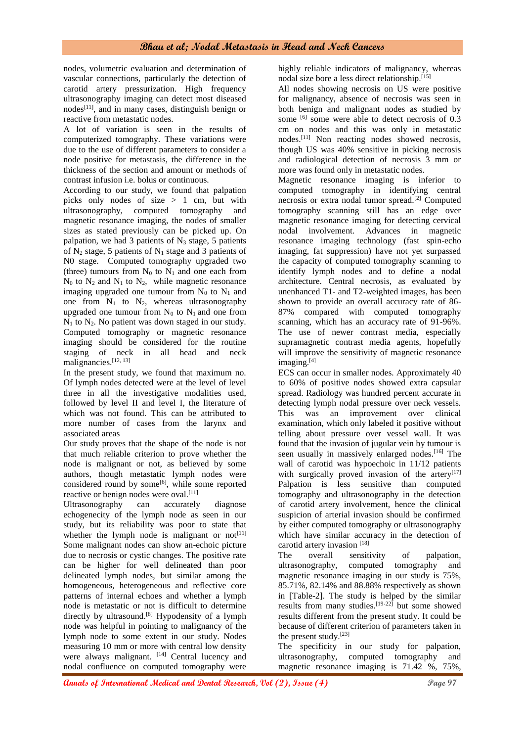nodes, volumetric evaluation and determination of vascular connections, particularly the detection of carotid artery pressurization. High frequency ultrasonography imaging can detect most diseased nodes[11], and in many cases, distinguish benign or reactive from metastatic nodes.

A lot of variation is seen in the results of computerized tomography. These variations were due to the use of different parameters to consider a node positive for metastasis, the difference in the thickness of the section and amount or methods of contrast infusion i.e. bolus or continuous.

According to our study, we found that palpation picks only nodes of size > 1 cm, but with ultrasonography, computed tomography and magnetic resonance imaging, the nodes of smaller sizes as stated previously can be picked up. On palpation, we had 3 patients of $N_3$ stage, 5 patients of $N_2$ stage, 5 patients of $N_1$ stage and 3 patients of N0 stage. Computed tomography upgraded two (three) tumours from $N_0$ to $N_1$ and one each from $N_0$ to $N_2$ and $N_1$ to $N_2$, while magnetic resonance imaging upgraded one tumour from $N_0$ to $N_1$ and one from $N_1$ to $N_2$, whereas ultrasonography upgraded one tumour from $N_0$ to $N_1$ and one from $N_1$ to $N_2$. No patient was down staged in our study. Computed tomography or magnetic resonance imaging should be considered for the routine staging of neck in all head and neck malignancies.[12, 13]

In the present study, we found that maximum no. Of lymph nodes detected were at the level of level three in all the investigative modalities used, followed by level II and level I, the literature of which was not found. This can be attributed to more number of cases from the larynx and associated areas

Our study proves that the shape of the node is not that much reliable criterion to prove whether the node is malignant or not, as believed by some authors, though metastatic lymph nodes were considered round by some[6], while some reported reactive or benign nodes were oval.[11]

Ultrasonography can accurately diagnose echogenecity of the lymph node as seen in our study, but its reliability was poor to state that whether the lymph node is malignant or not[11] Some malignant nodes can show an-echoic picture due to necrosis or cystic changes. The positive rate can be higher for well delineated than poor delineated lymph nodes, but similar among the homogeneous, heterogeneous and reflective core patterns of internal echoes and whether a lymph node is metastatic or not is difficult to determine directly by ultrasound.[8] Hypodensity of a lymph node was helpful in pointing to malignancy of the lymph node to some extent in our study. Nodes measuring 10 mm or more with central low density were always malignant. [14] Central lucency and nodal confluence on computed tomography were highly reliable indicators of malignancy, whereas nodal size bore a less direct relationship.[15]

All nodes showing necrosis on US were positive for malignancy, absence of necrosis was seen in both benign and malignant nodes as studied by some [6] some were able to detect necrosis of 0.3 cm on nodes and this was only in metastatic nodes.[11] Non reacting nodes showed necrosis, though US was 40% sensitive in picking necrosis and radiological detection of necrosis 3 mm or more was found only in metastatic nodes.

Magnetic resonance imaging is inferior to computed tomography in identifying central necrosis or extra nodal tumor spread.[2] Computed tomography scanning still has an edge over magnetic resonance imaging for detecting cervical nodal involvement. Advances in magnetic resonance imaging technology (fast spin-echo imaging, fat suppression) have not yet surpassed the capacity of computed tomography scanning to identify lymph nodes and to define a nodal architecture. Central necrosis, as evaluated by unenhanced T1- and T2-weighted images, has been shown to provide an overall accuracy rate of 86-87% compared with computed tomography scanning, which has an accuracy rate of 91-96%. The use of newer contrast media, especially supramagnetic contrast media agents, hopefully will improve the sensitivity of magnetic resonance imaging.[4]

ECS can occur in smaller nodes. Approximately 40 to 60% of positive nodes showed extra capsular spread. Radiology was hundred percent accurate in detecting lymph nodal pressure over neck vessels. This was an improvement over clinical examination, which only labeled it positive without telling about pressure over vessel wall. It was found that the invasion of jugular vein by tumour is seen usually in massively enlarged nodes.[16] The wall of carotid was hypoechoic in 11/12 patients with surgically proved invasion of the artery[17] Palpation is less sensitive than computed tomography and ultrasonography in the detection of carotid artery involvement, hence the clinical suspicion of arterial invasion should be confirmed by either computed tomography or ultrasonography which have similar accuracy in the detection of carotid artery invasion [18]

The overall sensitivity of palpation, ultrasonography, computed tomography and magnetic resonance imaging in our study is 75%, 85.71%, 82.14% and 88.88% respectively as shown in [Table-2]. The study is helped by the similar results from many studies.[19-22] but some showed results different from the present study. It could be because of different criterion of parameters taken in the present study.[23]

The specificity in our study for palpation, ultrasonography, computed tomography and magnetic resonance imaging is 71.42 %, 75%,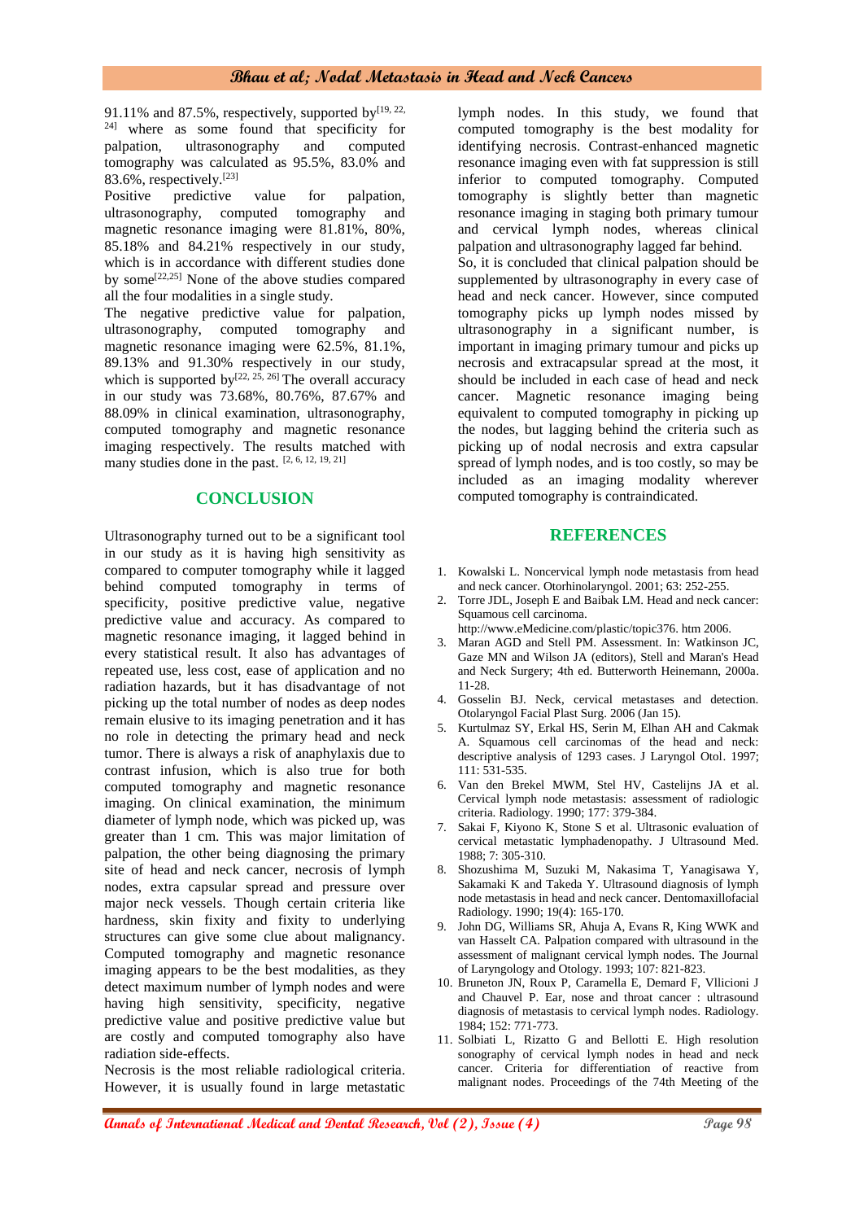91.11% and 87.5%, respectively, supported by[19, 22, 24] where as some found that specificity for palpation, ultrasonography and computed tomography was calculated as 95.5%, 83.0% and 83.6%, respectively.[23]

Positive predictive value for palpation, ultrasonography, computed tomography and magnetic resonance imaging were 81.81%, 80%, 85.18% and 84.21% respectively in our study, which is in accordance with different studies done by some[22,25] None of the above studies compared all the four modalities in a single study.

The negative predictive value for palpation, ultrasonography, computed tomography and magnetic resonance imaging were 62.5%, 81.1%, 89.13% and 91.30% respectively in our study, which is supported by[22, 25, 26] The overall accuracy in our study was 73.68%, 80.76%, 87.67% and 88.09% in clinical examination, ultrasonography, computed tomography and magnetic resonance imaging respectively. The results matched with many studies done in the past. [2, 6, 12, 19, 21]

## CONCLUSION

Ultrasonography turned out to be a significant tool in our study as it is having high sensitivity as compared to computer tomography while it lagged behind computed tomography in terms of specificity, positive predictive value, negative predictive value and accuracy. As compared to magnetic resonance imaging, it lagged behind in every statistical result. It also has advantages of repeated use, less cost, ease of application and no radiation hazards, but it has disadvantage of not picking up the total number of nodes as deep nodes remain elusive to its imaging penetration and it has no role in detecting the primary head and neck tumor. There is always a risk of anaphylaxis due to contrast infusion, which is also true for both computed tomography and magnetic resonance imaging. On clinical examination, the minimum diameter of lymph node, which was picked up, was greater than 1 cm. This was major limitation of palpation, the other being diagnosing the primary site of head and neck cancer, necrosis of lymph nodes, extra capsular spread and pressure over major neck vessels. Though certain criteria like hardness, skin fixity and fixity to underlying structures can give some clue about malignancy. Computed tomography and magnetic resonance imaging appears to be the best modalities, as they detect maximum number of lymph nodes and were having high sensitivity, specificity, negative predictive value and positive predictive value but are costly and computed tomography also have radiation side-effects.

Necrosis is the most reliable radiological criteria. However, it is usually found in large metastatic lymph nodes. In this study, we found that computed tomography is the best modality for identifying necrosis. Contrast-enhanced magnetic resonance imaging even with fat suppression is still inferior to computed tomography. Computed tomography is slightly better than magnetic resonance imaging in staging both primary tumour and cervical lymph nodes, whereas clinical palpation and ultrasonography lagged far behind.

So, it is concluded that clinical palpation should be supplemented by ultrasonography in every case of head and neck cancer. However, since computed tomography picks up lymph nodes missed by ultrasonography in a significant number, is important in imaging primary tumour and picks up necrosis and extracapsular spread at the most, it should be included in each case of head and neck cancer. Magnetic resonance imaging being equivalent to computed tomography in picking up the nodes, but lagging behind the criteria such as picking up of nodal necrosis and extra capsular spread of lymph nodes, and is too costly, so may be included as an imaging modality wherever computed tomography is contraindicated.

## REFERENCES

1. Kowalski L. Noncervical lymph node metastasis from head and neck cancer. Otorhinolaryngol. 2001; 63: 252-255.
2. Torre JDL, Joseph E and Baibak LM. Head and neck cancer: Squamous cell carcinoma. http://www.eMedicine.com/plastic/topic376. htm 2006.
3. Maran AGD and Stell PM. Assessment. In: Watkinson JC, Gaze MN and Wilson JA (editors), Stell and Maran's Head and Neck Surgery; 4th ed. Butterworth Heinemann, 2000a. 11-28.
4. Gosselin BJ. Neck, cervical metastases and detection. Otolaryngol Facial Plast Surg. 2006 (Jan 15).
5. Kurtulmaz SY, Erkal HS, Serin M, Elhan AH and Cakmak A. Squamous cell carcinomas of the head and neck: descriptive analysis of 1293 cases. J Laryngol Otol. 1997; 111: 531-535.
6. Van den Brekel MWM, Stel HV, Castelijns JA et al. Cervical lymph node metastasis: assessment of radiologic criteria. Radiology. 1990; 177: 379-384.
7. Sakai F, Kiyono K, Stone S et al. Ultrasonic evaluation of cervical metastatic lymphadenopathy. J Ultrasound Med. 1988; 7: 305-310.
8. Shozushima M, Suzuki M, Nakasima T, Yanagisawa Y, Sakamaki K and Takeda Y. Ultrasound diagnosis of lymph node metastasis in head and neck cancer. Dentomaxillofacial Radiology. 1990; 19(4): 165-170.
9. John DG, Williams SR, Ahuja A, Evans R, King WWK and van Hasselt CA. Palpation compared with ultrasound in the assessment of malignant cervical lymph nodes. The Journal of Laryngology and Otology. 1993; 107: 821-823.
10. Bruneton JN, Roux P, Caramella E, Demard F, Vllicioni J and Chauvel P. Ear, nose and throat cancer : ultrasound diagnosis of metastasis to cervical lymph nodes. Radiology. 1984; 152: 771-773.
11. Solbiati L, Rizatto G and Bellotti E. High resolution sonography of cervical lymph nodes in head and neck cancer. Criteria for differentiation of reactive from malignant nodes. Proceedings of the 74th Meeting of the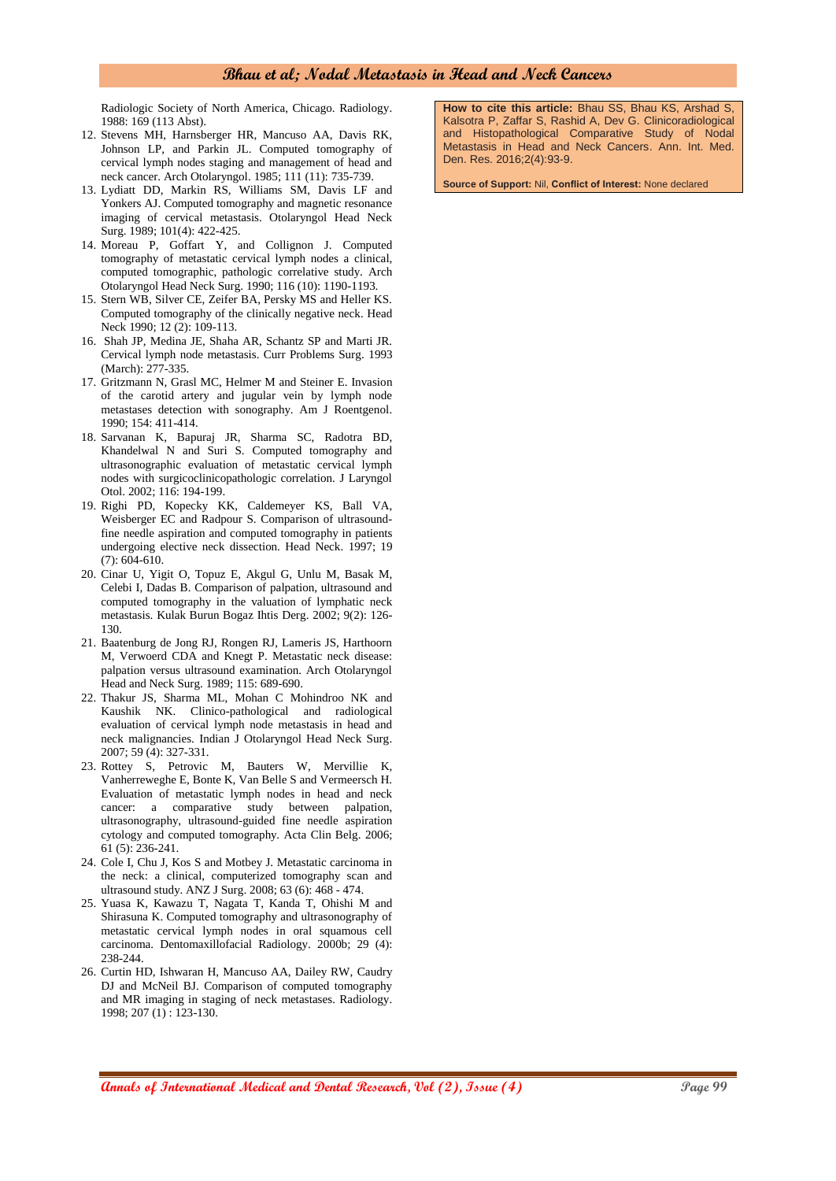Radiologic Society of North America, Chicago. Radiology. 1988: 169 (113 Abst).

12. Stevens MH, Harnsberger HR, Mancuso AA, Davis RK, Johnson LP, and Parkin JL. Computed tomography of cervical lymph nodes staging and management of head and neck cancer. Arch Otolaryngol. 1985; 111 (11): 735-739.
13. Lydiatt DD, Markin RS, Williams SM, Davis LF and Yonkers AJ. Computed tomography and magnetic resonance imaging of cervical metastasis. Otolaryngol Head Neck Surg. 1989; 101(4): 422-425.
14. Moreau P, Goffart Y, and Collignon J. Computed tomography of metastatic cervical lymph nodes a clinical, computed tomographic, pathologic correlative study. Arch Otolaryngol Head Neck Surg. 1990; 116 (10): 1190-1193.
15. Stern WB, Silver CE, Zeifer BA, Persky MS and Heller KS. Computed tomography of the clinically negative neck. Head Neck 1990; 12 (2): 109-113.
16. Shah JP, Medina JE, Shaha AR, Schantz SP and Marti JR. Cervical lymph node metastasis. Curr Problems Surg. 1993 (March): 277-335.
17. Gritzmann N, Grasl MC, Helmer M and Steiner E. Invasion of the carotid artery and jugular vein by lymph node metastases detection with sonography. Am J Roentgenol. 1990; 154: 411-414.
18. Sarvanan K, Bapuraj JR, Sharma SC, Radotra BD, Khandelwal N and Suri S. Computed tomography and ultrasonographic evaluation of metastatic cervical lymph nodes with surgicoclinicopathologic correlation. J Laryngol Otol. 2002; 116: 194-199.
19. Righi PD, Kopecky KK, Caldemeyer KS, Ball VA, Weisberger EC and Radpour S. Comparison of ultrasound-fine needle aspiration and computed tomography in patients undergoing elective neck dissection. Head Neck. 1997; 19 (7): 604-610.
20. Cinar U, Yigit O, Topuz E, Akgul G, Unlu M, Basak M, Celebi I, Dadas B. Comparison of palpation, ultrasound and computed tomography in the valuation of lymphatic neck metastasis. Kulak Burun Bogaz Ihtis Derg. 2002; 9(2): 126-130.
21. Baatenburg de Jong RJ, Rongen RJ, Lameris JS, Harthoorn M, Verwoerd CDA and Knegt P. Metastatic neck disease: palpation versus ultrasound examination. Arch Otolaryngol Head and Neck Surg. 1989; 115: 689-690.
22. Thakur JS, Sharma ML, Mohan C Mohindroo NK and Kaushik NK. Clinico-pathological and radiological evaluation of cervical lymph node metastasis in head and neck malignancies. Indian J Otolaryngol Head Neck Surg. 2007; 59 (4): 327-331.
23. Rottey S, Petrovic M, Bauters W, Mervillie K, Vanherreweghe E, Bonte K, Van Belle S and Vermeersch H. Evaluation of metastatic lymph nodes in head and neck cancer: a comparative study between palpation, ultrasonography, ultrasound-guided fine needle aspiration cytology and computed tomography. Acta Clin Belg. 2006; 61 (5): 236-241.
24. Cole I, Chu J, Kos S and Motbey J. Metastatic carcinoma in the neck: a clinical, computerized tomography scan and ultrasound study. ANZ J Surg. 2008; 63 (6): 468 - 474.
25. Yuasa K, Kawazu T, Nagata T, Kanda T, Ohishi M and Shirasuna K. Computed tomography and ultrasonography of metastatic cervical lymph nodes in oral squamous cell carcinoma. Dentomaxillofacial Radiology. 2000b; 29 (4): 238-244.
26. Curtin HD, Ishwaran H, Mancuso AA, Dailey RW, Caudry DJ and McNeil BJ. Comparison of computed tomography and MR imaging in staging of neck metastases. Radiology. 1998; 207 (1) : 123-130.

**How to cite this article:** Bhau SS, Bhau KS, Arshad S, Kalsotra P, Zaffar S, Rashid A, Dev G. Clinicoradiological and Histopathological Comparative Study of Nodal Metastasis in Head and Neck Cancers. Ann. Int. Med. Den. Res. 2016;2(4):93-9.

**Source of Support:** Nil, **Conflict of Interest:** None declared